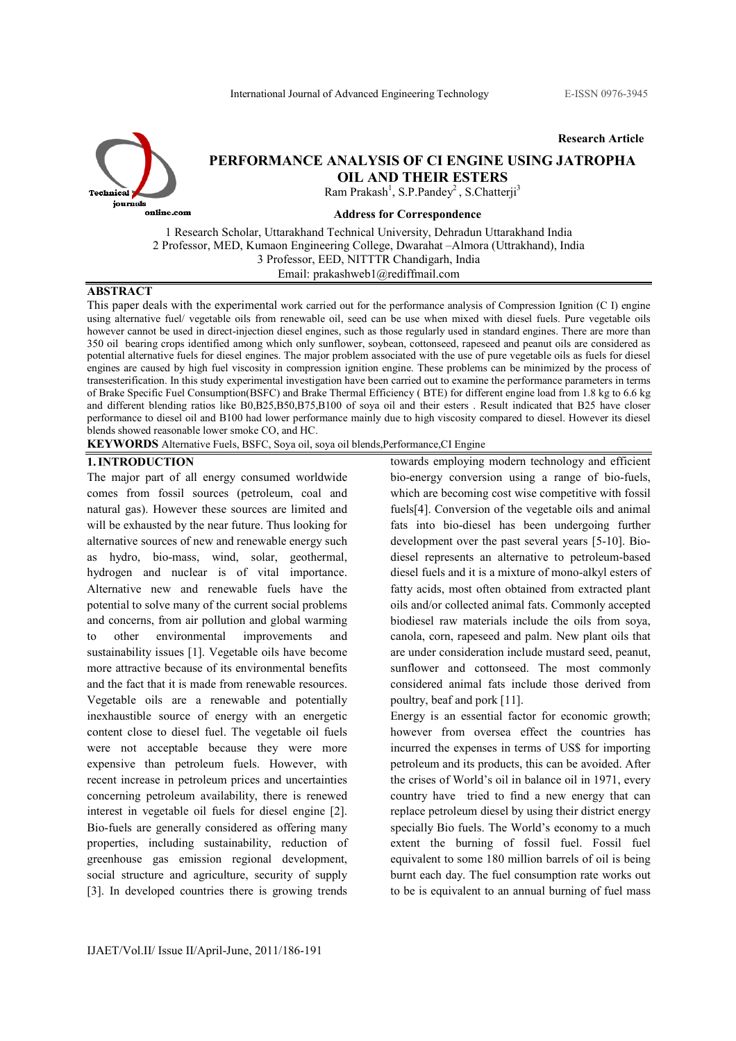Research Article

# PERFORMANCE ANALYSIS OF CI ENGINE USING JATROPHA OIL AND THEIR ESTERS

Ram Prakash[1], S.P.Pandey[2], S.Chatterji[3]

**Address for Correspondence**

1 Research Scholar, Uttarakhand Technical University, Dehradun Uttarakhand India
2 Professor, MED, Kumaon Engineering College, Dwarahat –Almora (Uttrakhand), India
3 Professor, EED, NITTTR Chandigarh, India
Email: prakashweb1@rediffmail.com

## ABSTRACT

This paper deals with the experimental work carried out for the performance analysis of Compression Ignition (C I) engine using alternative fuel/ vegetable oils from renewable oil, seed can be use when mixed with diesel fuels. Pure vegetable oils however cannot be used in direct-injection diesel engines, such as those regularly used in standard engines. There are more than 350 oil bearing crops identified among which only sunflower, soybean, cottonseed, rapeseed and peanut oils are considered as potential alternative fuels for diesel engines. The major problem associated with the use of pure vegetable oils as fuels for diesel engines are caused by high fuel viscosity in compression ignition engine. These problems can be minimized by the process of transesterification. In this study experimental investigation have been carried out to examine the performance parameters in terms of Brake Specific Fuel Consumption(BSFC) and Brake Thermal Efficiency ( BTE) for different engine load from 1.8 kg to 6.6 kg and different blending ratios like B0,B25,B50,B75,B100 of soya oil and their esters . Result indicated that B25 have closer performance to diesel oil and B100 had lower performance mainly due to high viscosity compared to diesel. However its diesel blends showed reasonable lower smoke CO, and HC.

**KEYWORDS** Alternative Fuels, BSFC, Soya oil, soya oil blends,Performance,CI Engine

## 1. INTRODUCTION

The major part of all energy consumed worldwide comes from fossil sources (petroleum, coal and natural gas). However these sources are limited and will be exhausted by the near future. Thus looking for alternative sources of new and renewable energy such as hydro, bio-mass, wind, solar, geothermal, hydrogen and nuclear is of vital importance. Alternative new and renewable fuels have the potential to solve many of the current social problems and concerns, from air pollution and global warming to other environmental improvements and sustainability issues [1]. Vegetable oils have become more attractive because of its environmental benefits and the fact that it is made from renewable resources. Vegetable oils are a renewable and potentially inexhaustible source of energy with an energetic content close to diesel fuel. The vegetable oil fuels were not acceptable because they were more expensive than petroleum fuels. However, with recent increase in petroleum prices and uncertainties concerning petroleum availability, there is renewed interest in vegetable oil fuels for diesel engine [2]. Bio-fuels are generally considered as offering many properties, including sustainability, reduction of greenhouse gas emission regional development, social structure and agriculture, security of supply [3]. In developed countries there is growing trends towards employing modern technology and efficient bio-energy conversion using a range of bio-fuels, which are becoming cost wise competitive with fossil fuels[4]. Conversion of the vegetable oils and animal fats into bio-diesel has been undergoing further development over the past several years [5-10]. Bio-diesel represents an alternative to petroleum-based diesel fuels and it is a mixture of mono-alkyl esters of fatty acids, most often obtained from extracted plant oils and/or collected animal fats. Commonly accepted biodiesel raw materials include the oils from soya, canola, corn, rapeseed and palm. New plant oils that are under consideration include mustard seed, peanut, sunflower and cottonseed. The most commonly considered animal fats include those derived from poultry, beaf and pork [11].

Energy is an essential factor for economic growth; however from oversea effect the countries has incurred the expenses in terms of US$ for importing petroleum and its products, this can be avoided. After the crises of World's oil in balance oil in 1971, every country have tried to find a new energy that can replace petroleum diesel by using their district energy specially Bio fuels. The World's economy to a much extent the burning of fossil fuel. Fossil fuel equivalent to some 180 million barrels of oil is being burnt each day. The fuel consumption rate works out to be is equivalent to an annual burning of fuel mass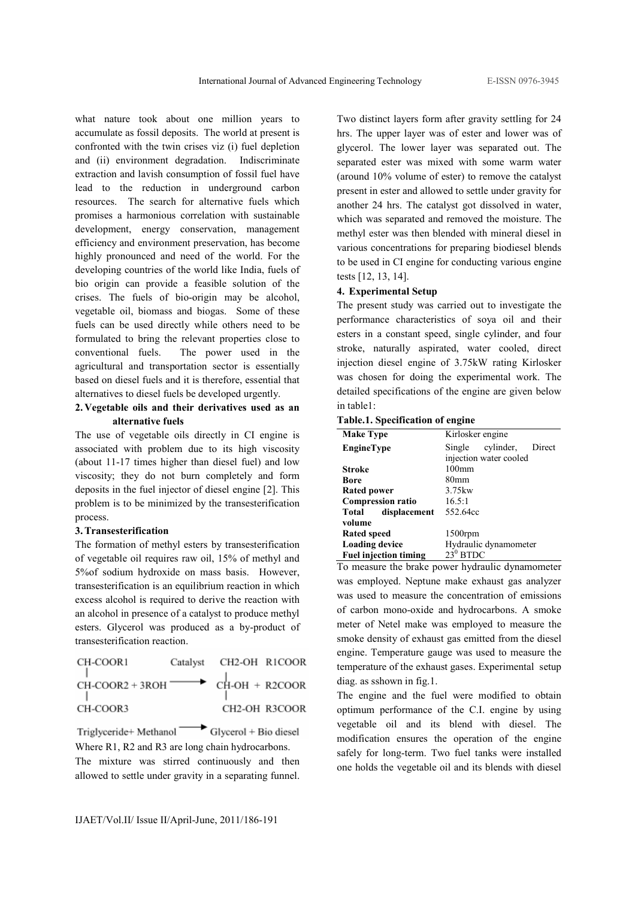what nature took about one million years to accumulate as fossil deposits. The world at present is confronted with the twin crises viz (i) fuel depletion and (ii) environment degradation. Indiscriminate extraction and lavish consumption of fossil fuel have lead to the reduction in underground carbon resources. The search for alternative fuels which promises a harmonious correlation with sustainable development, energy conservation, management efficiency and environment preservation, has become highly pronounced and need of the world. For the developing countries of the world like India, fuels of bio origin can provide a feasible solution of the crises. The fuels of bio-origin may be alcohol, vegetable oil, biomass and biogas. Some of these fuels can be used directly while others need to be formulated to bring the relevant properties close to conventional fuels. The power used in the agricultural and transportation sector is essentially based on diesel fuels and it is therefore, essential that alternatives to diesel fuels be developed urgently.

## 2. Vegetable oils and their derivatives used as an alternative fuels

The use of vegetable oils directly in CI engine is associated with problem due to its high viscosity (about 11-17 times higher than diesel fuel) and low viscosity; they do not burn completely and form deposits in the fuel injector of diesel engine [2]. This problem is to be minimized by the transesterification process.

## 3. Transesterification

The formation of methyl esters by transesterification of vegetable oils requires raw oil, 15% of methyl and 5%of sodium hydroxide on mass basis. However, transesterification is an equilibrium reaction in which excess alcohol is required to derive the reaction with an alcohol in presence of a catalyst to produce methyl esters. Glycerol was produced as a by-product of transesterification reaction.

$$\begin{array}{l} CH\text{-}COOR1 \\ | \\ CH\text{-}COOR2 + 3ROH \\ | \\ CH\text{-}COOR3 \end{array} \xrightarrow{\text{Catalyst}} \begin{array}{l} CH2\text{-}OH \quad R1COOR \\ | \\ CH\text{-}OH \;+\; R2COOR \\ | \\ CH2\text{-}OH \quad R3COOR \end{array}$$

$$\text{Triglyceride+ Methanol} \longrightarrow \text{Glycerol + Bio diesel}$$

Where R1, R2 and R3 are long chain hydrocarbons.

The mixture was stirred continuously and then allowed to settle under gravity in a separating funnel. Two distinct layers form after gravity settling for 24 hrs. The upper layer was of ester and lower was of glycerol. The lower layer was separated out. The separated ester was mixed with some warm water (around 10% volume of ester) to remove the catalyst present in ester and allowed to settle under gravity for another 24 hrs. The catalyst got dissolved in water, which was separated and removed the moisture. The methyl ester was then blended with mineral diesel in various concentrations for preparing biodiesel blends to be used in CI engine for conducting various engine tests [12, 13, 14].

## 4. Experimental Setup

The present study was carried out to investigate the performance characteristics of soya oil and their esters in a constant speed, single cylinder, and four stroke, naturally aspirated, water cooled, direct injection diesel engine of 3.75kW rating Kirlosker was chosen for doing the experimental work. The detailed specifications of the engine are given below in table1:

**Table.1. Specification of engine**

| | |
|---|---|
| **Make Type** | Kirlosker engine |
| **EngineType** | Single cylinder, Direct injection water cooled |
| **Stroke** | 100mm |
| **Bore** | 80mm |
| **Rated power** | 3.75kw |
| **Compression ratio** | 16.5:1 |
| **Total displacement volume** | 552.64cc |
| **Rated speed** | 1500rpm |
| **Loading device** | Hydraulic dynamometer |
| **Fuel injection timing** | $23^0$ BTDC |

To measure the brake power hydraulic dynamometer was employed. Neptune make exhaust gas analyzer was used to measure the concentration of emissions of carbon mono-oxide and hydrocarbons. A smoke meter of Netel make was employed to measure the smoke density of exhaust gas emitted from the diesel engine. Temperature gauge was used to measure the temperature of the exhaust gases. Experimental setup diag. as sshown in fig.1.

The engine and the fuel were modified to obtain optimum performance of the C.I. engine by using vegetable oil and its blend with diesel. The modification ensures the operation of the engine safely for long-term. Two fuel tanks were installed one holds the vegetable oil and its blends with diesel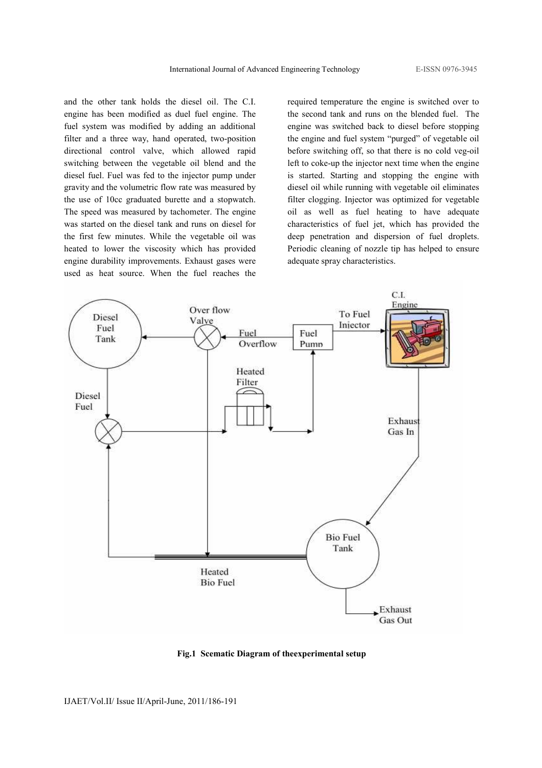and the other tank holds the diesel oil. The C.I. engine has been modified as duel fuel engine. The fuel system was modified by adding an additional filter and a three way, hand operated, two-position directional control valve, which allowed rapid switching between the vegetable oil blend and the diesel fuel. Fuel was fed to the injector pump under gravity and the volumetric flow rate was measured by the use of 10cc graduated burette and a stopwatch. The speed was measured by tachometer. The engine was started on the diesel tank and runs on diesel for the first few minutes. While the vegetable oil was heated to lower the viscosity which has provided engine durability improvements. Exhaust gases were used as heat source. When the fuel reaches the required temperature the engine is switched over to the second tank and runs on the blended fuel. The engine was switched back to diesel before stopping the engine and fuel system "purged" of vegetable oil before switching off, so that there is no cold veg-oil left to coke-up the injector next time when the engine is started. Starting and stopping the engine with diesel oil while running with vegetable oil eliminates filter clogging. Injector was optimized for vegetable oil as well as fuel heating to have adequate characteristics of fuel jet, which has provided the deep penetration and dispersion of fuel droplets. Periodic cleaning of nozzle tip has helped to ensure adequate spray characteristics.

**Fig.1 Scematic Diagram of theexperimental setup**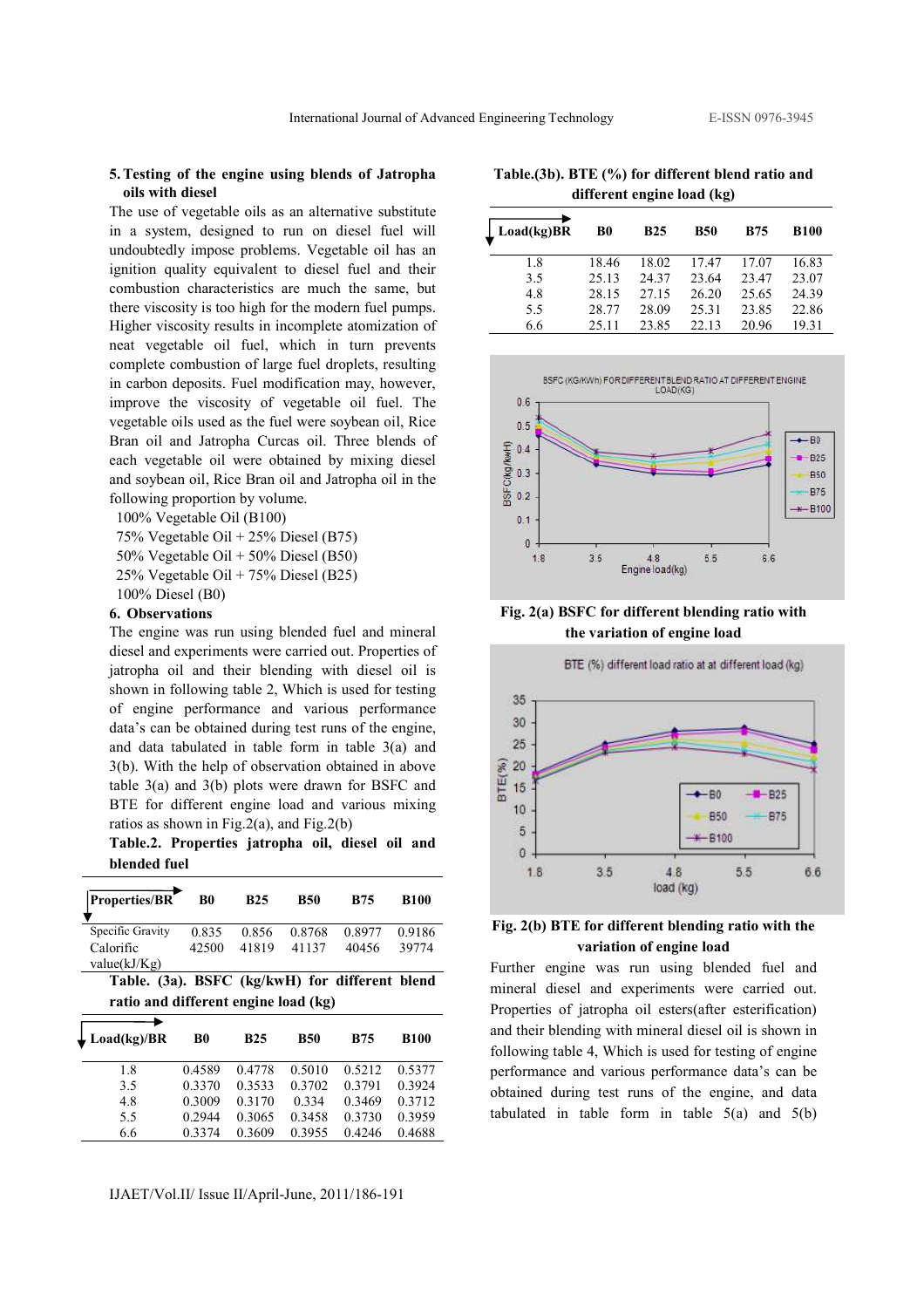## 5. Testing of the engine using blends of Jatropha oils with diesel

The use of vegetable oils as an alternative substitute in a system, designed to run on diesel fuel will undoubtedly impose problems. Vegetable oil has an ignition quality equivalent to diesel fuel and their combustion characteristics are much the same, but there viscosity is too high for the modern fuel pumps. Higher viscosity results in incomplete atomization of neat vegetable oil fuel, which in turn prevents complete combustion of large fuel droplets, resulting in carbon deposits. Fuel modification may, however, improve the viscosity of vegetable oil fuel. The vegetable oils used as the fuel were soybean oil, Rice Bran oil and Jatropha Curcas oil. Three blends of each vegetable oil were obtained by mixing diesel and soybean oil, Rice Bran oil and Jatropha oil in the following proportion by volume.

- 100% Vegetable Oil (B100)
- 75% Vegetable Oil + 25% Diesel (B75)
- 50% Vegetable Oil + 50% Diesel (B50)
- 25% Vegetable Oil + 75% Diesel (B25)
- 100% Diesel (B0)

## 6. Observations

The engine was run using blended fuel and mineral diesel and experiments were carried out. Properties of jatropha oil and their blending with diesel oil is shown in following table 2, Which is used for testing of engine performance and various performance data's can be obtained during test runs of the engine, and data tabulated in table form in table 3(a) and 3(b). With the help of observation obtained in above table 3(a) and 3(b) plots were drawn for BSFC and BTE for different engine load and various mixing ratios as shown in Fig.2(a), and Fig.2(b)

**Table.2. Properties jatropha oil, diesel oil and blended fuel**

| Properties/BR | B0 | B25 | B50 | B75 | B100 |
|---|---|---|---|---|---|
| Specific Gravity | 0.835 | 0.856 | 0.8768 | 0.8977 | 0.9186 |
| Calorific value(kJ/Kg) | 42500 | 41819 | 41137 | 40456 | 39774 |

**Table. (3a). BSFC (kg/kwH) for different blend ratio and different engine load (kg)**

| Load(kg)/BR | B0 | B25 | B50 | B75 | B100 |
|---|---|---|---|---|---|
| 1.8 | 0.4589 | 0.4778 | 0.5010 | 0.5212 | 0.5377 |
| 3.5 | 0.3370 | 0.3533 | 0.3702 | 0.3791 | 0.3924 |
| 4.8 | 0.3009 | 0.3170 | 0.334 | 0.3469 | 0.3712 |
| 5.5 | 0.2944 | 0.3065 | 0.3458 | 0.3730 | 0.3959 |
| 6.6 | 0.3374 | 0.3609 | 0.3955 | 0.4246 | 0.4688 |

**Table.(3b). BTE (%) for different blend ratio and different engine load (kg)**

| Load(kg)BR | B0 | B25 | B50 | B75 | B100 |
|---|---|---|---|---|---|
| 1.8 | 18.46 | 18.02 | 17.47 | 17.07 | 16.83 |
| 3.5 | 25.13 | 24.37 | 23.64 | 23.47 | 23.07 |
| 4.8 | 28.15 | 27.15 | 26.20 | 25.65 | 24.39 |
| 5.5 | 28.77 | 28.09 | 25.31 | 23.85 | 22.86 |
| 6.6 | 25.11 | 23.85 | 22.13 | 20.96 | 19.31 |

**Fig. 2(a) BSFC for different blending ratio with the variation of engine load**

**Fig. 2(b) BTE for different blending ratio with the variation of engine load**

Further engine was run using blended fuel and mineral diesel and experiments were carried out. Properties of jatropha oil esters(after esterification) and their blending with mineral diesel oil is shown in following table 4, Which is used for testing of engine performance and various performance data's can be obtained during test runs of the engine, and data tabulated in table form in table 5(a) and 5(b)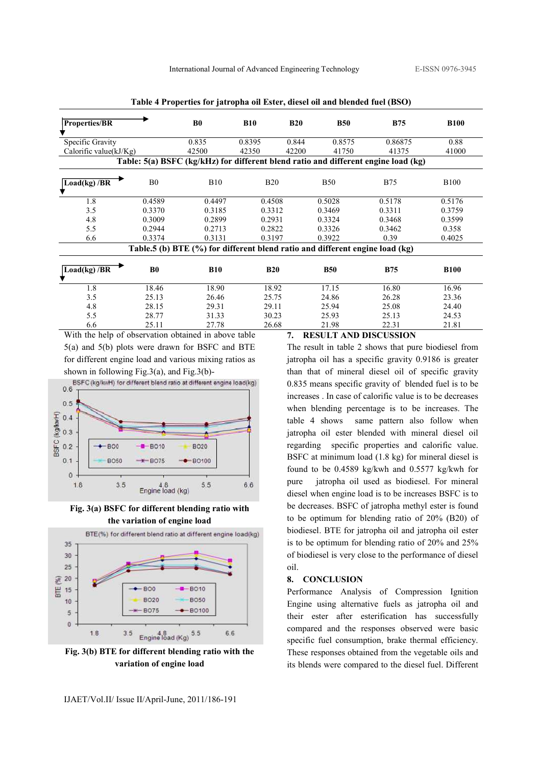**Table 4 Properties for jatropha oil Ester, diesel oil and blended fuel (BSO)**

| Properties/BR | B0 | B10 | B20 | B50 | B75 | B100 |
|---|---|---|---|---|---|---|
| Specific Gravity | 0.835 | 0.8395 | 0.844 | 0.8575 | 0.86875 | 0.88 |
| Calorific value(kJ/Kg) | 42500 | 42350 | 42200 | 41750 | 41375 | 41000 |

**Table: 5(a) BSFC (kg/kHz) for different blend ratio and different engine load (kg)**

| Load(kg) /BR | B0 | B10 | B20 | B50 | B75 | B100 |
|---|---|---|---|---|---|---|
| 1.8 | 0.4589 | 0.4497 | 0.4508 | 0.5028 | 0.5178 | 0.5176 |
| 3.5 | 0.3370 | 0.3185 | 0.3312 | 0.3469 | 0.3311 | 0.3759 |
| 4.8 | 0.3009 | 0.2899 | 0.2931 | 0.3324 | 0.3468 | 0.3599 |
| 5.5 | 0.2944 | 0.2713 | 0.2822 | 0.3326 | 0.3462 | 0.358 |
| 6.6 | 0.3374 | 0.3131 | 0.3197 | 0.3922 | 0.39 | 0.4025 |

**Table.5 (b) BTE (%) for different blend ratio and different engine load (kg)**

| Load(kg) /BR | B0 | B10 | B20 | B50 | B75 | B100 |
|---|---|---|---|---|---|---|
| 1.8 | 18.46 | 18.90 | 18.92 | 17.15 | 16.80 | 16.96 |
| 3.5 | 25.13 | 26.46 | 25.75 | 24.86 | 26.28 | 23.36 |
| 4.8 | 28.15 | 29.31 | 29.11 | 25.94 | 25.08 | 24.40 |
| 5.5 | 28.77 | 31.33 | 30.23 | 25.93 | 25.13 | 24.53 |
| 6.6 | 25.11 | 27.78 | 26.68 | 21.98 | 22.31 | 21.81 |

With the help of observation obtained in above table 5(a) and 5(b) plots were drawn for BSFC and BTE for different engine load and various mixing ratios as shown in following Fig.3(a), and Fig.3(b)-

**Fig. 3(a) BSFC for different blending ratio with the variation of engine load**

**Fig. 3(b) BTE for different blending ratio with the variation of engine load**

## 7. RESULT AND DISCUSSION

The result in table 2 shows that pure biodiesel from jatropha oil has a specific gravity 0.9186 is greater than that of mineral diesel oil of specific gravity 0.835 means specific gravity of blended fuel is to be increases . In case of calorific value is to be decreases when blending percentage is to be increases. The table 4 shows same pattern also follow when jatropha oil ester blended with mineral diesel oil regarding specific properties and calorific value. BSFC at minimum load (1.8 kg) for mineral diesel is found to be 0.4589 kg/kwh and 0.5577 kg/kwh for pure jatropha oil used as biodiesel. For mineral diesel when engine load is to be increases BSFC is to be decreases. BSFC of jatropha methyl ester is found to be optimum for blending ratio of 20% (B20) of biodiesel. BTE for jatropha oil and jatropha oil ester is to be optimum for blending ratio of 20% and 25% of biodiesel is very close to the performance of diesel oil.

## 8. CONCLUSION

Performance Analysis of Compression Ignition Engine using alternative fuels as jatropha oil and their ester after esterification has successfully compared and the responses observed were basic specific fuel consumption, brake thermal efficiency. These responses obtained from the vegetable oils and its blends were compared to the diesel fuel. Different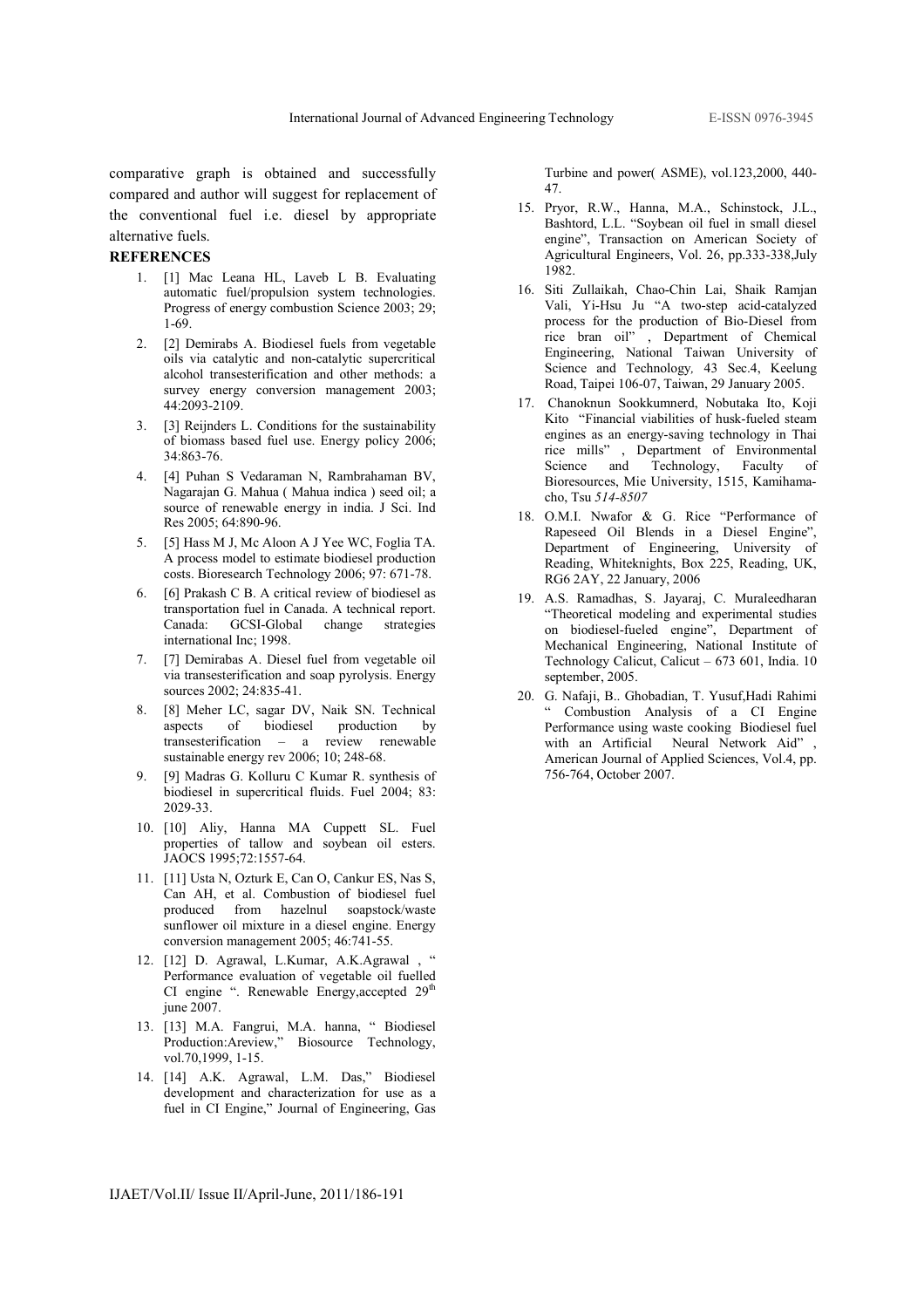comparative graph is obtained and successfully compared and author will suggest for replacement of the conventional fuel i.e. diesel by appropriate alternative fuels.

**REFERENCES**

1. [1] Mac Leana HL, Laveb L B. Evaluating automatic fuel/propulsion system technologies. Progress of energy combustion Science 2003; 29; 1-69.
2. [2] Demirabs A. Biodiesel fuels from vegetable oils via catalytic and non-catalytic supercritical alcohol transesterification and other methods: a survey energy conversion management 2003; 44:2093-2109.
3. [3] Reijnders L. Conditions for the sustainability of biomass based fuel use. Energy policy 2006; 34:863-76.
4. [4] Puhan S Vedaraman N, Rambrahaman BV, Nagarajan G. Mahua ( Mahua indica ) seed oil; a source of renewable energy in india. J Sci. Ind Res 2005; 64:890-96.
5. [5] Hass M J, Mc Aloon A J Yee WC, Foglia TA. A process model to estimate biodiesel production costs. Bioresearch Technology 2006; 97: 671-78.
6. [6] Prakash C B. A critical review of biodiesel as transportation fuel in Canada. A technical report. Canada: GCSI-Global change strategies international Inc; 1998.
7. [7] Demirabas A. Diesel fuel from vegetable oil via transesterification and soap pyrolysis. Energy sources 2002; 24:835-41.
8. [8] Meher LC, sagar DV, Naik SN. Technical aspects of biodiesel production by transesterification – a review renewable sustainable energy rev 2006; 10; 248-68.
9. [9] Madras G. Kolluru C Kumar R. synthesis of biodiesel in supercritical fluids. Fuel 2004; 83: 2029-33.
10. [10] Aliy, Hanna MA Cuppett SL. Fuel properties of tallow and soybean oil esters. JAOCS 1995;72:1557-64.
11. [11] Usta N, Ozturk E, Can O, Cankur ES, Nas S, Can AH, et al. Combustion of biodiesel fuel produced from hazelnul soapstock/waste sunflower oil mixture in a diesel engine. Energy conversion management 2005; 46:741-55.
12. [12] D. Agrawal, L.Kumar, A.K.Agrawal , " Performance evaluation of vegetable oil fuelled CI engine ". Renewable Energy,accepted 29th june 2007.
13. [13] M.A. Fangrui, M.A. hanna, " Biodiesel Production:Areview," Biosource Technology, vol.70,1999, 1-15.
14. [14] A.K. Agrawal, L.M. Das," Biodiesel development and characterization for use as a fuel in CI Engine," Journal of Engineering, Gas Turbine and power( ASME), vol.123,2000, 440-47.
15. Pryor, R.W., Hanna, M.A., Schinstock, J.L., Bashtord, L.L. "Soybean oil fuel in small diesel engine", Transaction on American Society of Agricultural Engineers, Vol. 26, pp.333-338,July 1982.
16. Siti Zullaikah, Chao-Chin Lai, Shaik Ramjan Vali, Yi-Hsu Ju "A two-step acid-catalyzed process for the production of Bio-Diesel from rice bran oil" , Department of Chemical Engineering, National Taiwan University of Science and Technology*,* 43 Sec.4, Keelung Road, Taipei 106-07, Taiwan, 29 January 2005.
17. Chanoknun Sookkumnerd, Nobutaka Ito, Koji Kito "Financial viabilities of husk-fueled steam engines as an energy-saving technology in Thai rice mills" , Department of Environmental Science and Technology, Faculty of Bioresources, Mie University, 1515, Kamihama-cho, Tsu *514-8507*
18. O.M.I. Nwafor & G. Rice "Performance of Rapeseed Oil Blends in a Diesel Engine", Department of Engineering, University of Reading, Whiteknights, Box 225, Reading, UK, RG6 2AY, 22 January, 2006
19. A.S. Ramadhas, S. Jayaraj, C. Muraleedharan "Theoretical modeling and experimental studies on biodiesel-fueled engine", Department of Mechanical Engineering, National Institute of Technology Calicut, Calicut – 673 601, India. 10 september, 2005.
20. G. Nafaji, B.. Ghobadian, T. Yusuf,Hadi Rahimi " Combustion Analysis of a CI Engine Performance using waste cooking Biodiesel fuel with an Artificial Neural Network Aid" , American Journal of Applied Sciences, Vol.4, pp. 756-764, October 2007.